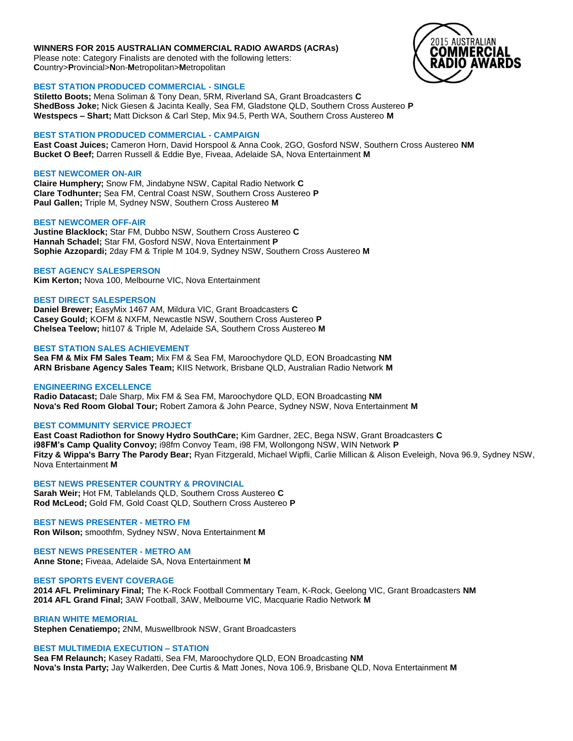# WINNERS FOR 2015 AUSTRALIAN COMMERCIAL RADIO AWARDS (ACRAs)

Please note: Category Finalists are denoted with the following letters:
**C**ountry>**P**rovincial>**N**on-**M**etropolitan>**M**etropolitan

## BEST STATION PRODUCED COMMERCIAL - SINGLE

**Stiletto Boots;** Mena Soliman & Tony Dean, 5RM, Riverland SA, Grant Broadcasters **C**
**ShedBoss Joke;** Nick Giesen & Jacinta Keally, Sea FM, Gladstone QLD, Southern Cross Austereo **P**
**Westspecs – Shart;** Matt Dickson & Carl Step, Mix 94.5, Perth WA, Southern Cross Austereo **M**

## BEST STATION PRODUCED COMMERCIAL - CAMPAIGN

**East Coast Juices;** Cameron Horn, David Horspool & Anna Cook, 2GO, Gosford NSW, Southern Cross Austereo **NM**
**Bucket O Beef;** Darren Russell & Eddie Bye, Fiveaa, Adelaide SA, Nova Entertainment **M**

## BEST NEWCOMER ON-AIR

**Claire Humphery;** Snow FM, Jindabyne NSW, Capital Radio Network **C**
**Clare Todhunter;** Sea FM, Central Coast NSW, Southern Cross Austereo **P**
**Paul Gallen;** Triple M, Sydney NSW, Southern Cross Austereo **M**

## BEST NEWCOMER OFF-AIR

**Justine Blacklock;** Star FM, Dubbo NSW, Southern Cross Austereo **C**
**Hannah Schadel;** Star FM, Gosford NSW, Nova Entertainment **P**
**Sophie Azzopardi;** 2day FM & Triple M 104.9, Sydney NSW, Southern Cross Austereo **M**

## BEST AGENCY SALESPERSON

**Kim Kerton;** Nova 100, Melbourne VIC, Nova Entertainment

## BEST DIRECT SALESPERSON

**Daniel Brewer;** EasyMix 1467 AM, Mildura VIC, Grant Broadcasters **C**
**Casey Gould;** KOFM & NXFM, Newcastle NSW, Southern Cross Austereo **P**
**Chelsea Teelow;** hit107 & Triple M, Adelaide SA, Southern Cross Austereo **M**

## BEST STATION SALES ACHIEVEMENT

**Sea FM & Mix FM Sales Team;** Mix FM & Sea FM, Maroochydore QLD, EON Broadcasting **NM**
**ARN Brisbane Agency Sales Team;** KIIS Network, Brisbane QLD, Australian Radio Network **M**

## ENGINEERING EXCELLENCE

**Radio Datacast;** Dale Sharp, Mix FM & Sea FM, Maroochydore QLD, EON Broadcasting **NM**
**Nova's Red Room Global Tour;** Robert Zamora & John Pearce, Sydney NSW, Nova Entertainment **M**

## BEST COMMUNITY SERVICE PROJECT

**East Coast Radiothon for Snowy Hydro SouthCare;** Kim Gardner, 2EC, Bega NSW, Grant Broadcasters **C**
**i98FM's Camp Quality Convoy;** i98fm Convoy Team, i98 FM, Wollongong NSW, WIN Network **P**
**Fitzy & Wippa's Barry The Parody Bear;** Ryan Fitzgerald, Michael Wipfli, Carlie Millican & Alison Eveleigh, Nova 96.9, Sydney NSW, Nova Entertainment **M**

## BEST NEWS PRESENTER COUNTRY & PROVINCIAL

**Sarah Weir;** Hot FM, Tablelands QLD, Southern Cross Austereo **C**
**Rod McLeod;** Gold FM, Gold Coast QLD, Southern Cross Austereo **P**

## BEST NEWS PRESENTER - METRO FM

**Ron Wilson;** smoothfm, Sydney NSW, Nova Entertainment **M**

## BEST NEWS PRESENTER - METRO AM

**Anne Stone;** Fiveaa, Adelaide SA, Nova Entertainment **M**

## BEST SPORTS EVENT COVERAGE

**2014 AFL Preliminary Final;** The K-Rock Football Commentary Team, K-Rock, Geelong VIC, Grant Broadcasters **NM**
**2014 AFL Grand Final;** 3AW Football, 3AW, Melbourne VIC, Macquarie Radio Network **M**

## BRIAN WHITE MEMORIAL

**Stephen Cenatiempo;** 2NM, Muswellbrook NSW, Grant Broadcasters

## BEST MULTIMEDIA EXECUTION – STATION

**Sea FM Relaunch;** Kasey Radatti, Sea FM, Maroochydore QLD, EON Broadcasting **NM**
**Nova's Insta Party;** Jay Walkerden, Dee Curtis & Matt Jones, Nova 106.9, Brisbane QLD, Nova Entertainment **M**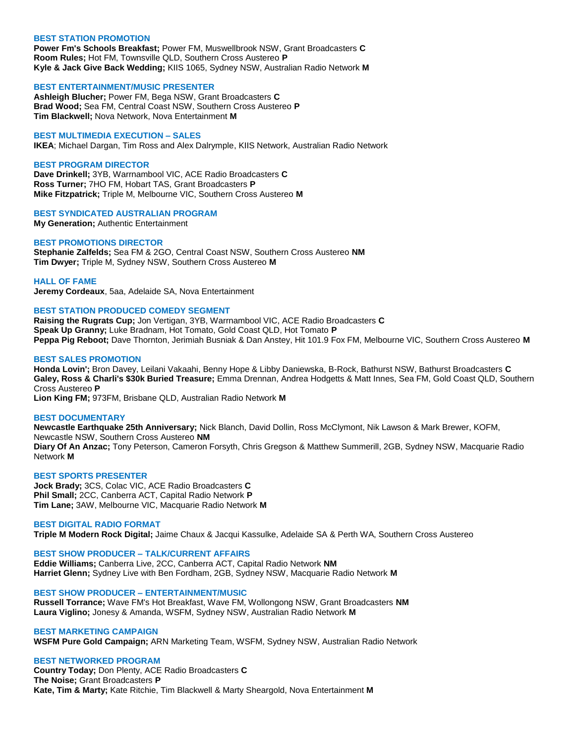### BEST STATION PROMOTION

**Power Fm's Schools Breakfast;** Power FM, Muswellbrook NSW, Grant Broadcasters **C**
**Room Rules;** Hot FM, Townsville QLD, Southern Cross Austereo **P**
**Kyle & Jack Give Back Wedding;** KIIS 1065, Sydney NSW, Australian Radio Network **M**

### BEST ENTERTAINMENT/MUSIC PRESENTER

**Ashleigh Blucher;** Power FM, Bega NSW, Grant Broadcasters **C**
**Brad Wood;** Sea FM, Central Coast NSW, Southern Cross Austereo **P**
**Tim Blackwell;** Nova Network, Nova Entertainment **M**

### BEST MULTIMEDIA EXECUTION – SALES

**IKEA**; Michael Dargan, Tim Ross and Alex Dalrymple, KIIS Network, Australian Radio Network

### BEST PROGRAM DIRECTOR

**Dave Drinkell;** 3YB, Warrnambool VIC, ACE Radio Broadcasters **C**
**Ross Turner;** 7HO FM, Hobart TAS, Grant Broadcasters **P**
**Mike Fitzpatrick;** Triple M, Melbourne VIC, Southern Cross Austereo **M**

### BEST SYNDICATED AUSTRALIAN PROGRAM

**My Generation;** Authentic Entertainment

### BEST PROMOTIONS DIRECTOR

**Stephanie Zalfelds;** Sea FM & 2GO, Central Coast NSW, Southern Cross Austereo **NM**
**Tim Dwyer;** Triple M, Sydney NSW, Southern Cross Austereo **M**

### HALL OF FAME

**Jeremy Cordeaux**, 5aa, Adelaide SA, Nova Entertainment

### BEST STATION PRODUCED COMEDY SEGMENT

**Raising the Rugrats Cup;** Jon Vertigan, 3YB, Warrnambool VIC, ACE Radio Broadcasters **C**
**Speak Up Granny;** Luke Bradnam, Hot Tomato, Gold Coast QLD, Hot Tomato **P**
**Peppa Pig Reboot;** Dave Thornton, Jerimiah Busniak & Dan Anstey, Hit 101.9 Fox FM, Melbourne VIC, Southern Cross Austereo **M**

### BEST SALES PROMOTION

**Honda Lovin';** Bron Davey, Leilani Vakaahi, Benny Hope & Libby Daniewska, B-Rock, Bathurst NSW, Bathurst Broadcasters **C**
**Galey, Ross & Charli's $30k Buried Treasure;** Emma Drennan, Andrea Hodgetts & Matt Innes, Sea FM, Gold Coast QLD, Southern Cross Austereo **P**
**Lion King FM;** 973FM, Brisbane QLD, Australian Radio Network **M**

### BEST DOCUMENTARY

**Newcastle Earthquake 25th Anniversary;** Nick Blanch, David Dollin, Ross McClymont, Nik Lawson & Mark Brewer, KOFM, Newcastle NSW, Southern Cross Austereo **NM**
**Diary Of An Anzac;** Tony Peterson, Cameron Forsyth, Chris Gregson & Matthew Summerill, 2GB, Sydney NSW, Macquarie Radio Network **M**

### BEST SPORTS PRESENTER

**Jock Brady;** 3CS, Colac VIC, ACE Radio Broadcasters **C**
**Phil Small;** 2CC, Canberra ACT, Capital Radio Network **P**
**Tim Lane;** 3AW, Melbourne VIC, Macquarie Radio Network **M**

### BEST DIGITAL RADIO FORMAT

**Triple M Modern Rock Digital;** Jaime Chaux & Jacqui Kassulke, Adelaide SA & Perth WA, Southern Cross Austereo

### BEST SHOW PRODUCER – TALK/CURRENT AFFAIRS

**Eddie Williams;** Canberra Live, 2CC, Canberra ACT, Capital Radio Network **NM**
**Harriet Glenn;** Sydney Live with Ben Fordham, 2GB, Sydney NSW, Macquarie Radio Network **M**

### BEST SHOW PRODUCER – ENTERTAINMENT/MUSIC

**Russell Torrance;** Wave FM's Hot Breakfast, Wave FM, Wollongong NSW, Grant Broadcasters **NM**
**Laura Viglino;** Jonesy & Amanda, WSFM, Sydney NSW, Australian Radio Network **M**

### BEST MARKETING CAMPAIGN

**WSFM Pure Gold Campaign;** ARN Marketing Team, WSFM, Sydney NSW, Australian Radio Network

### BEST NETWORKED PROGRAM

**Country Today;** Don Plenty, ACE Radio Broadcasters **C**
**The Noise;** Grant Broadcasters **P**
**Kate, Tim & Marty;** Kate Ritchie, Tim Blackwell & Marty Sheargold, Nova Entertainment **M**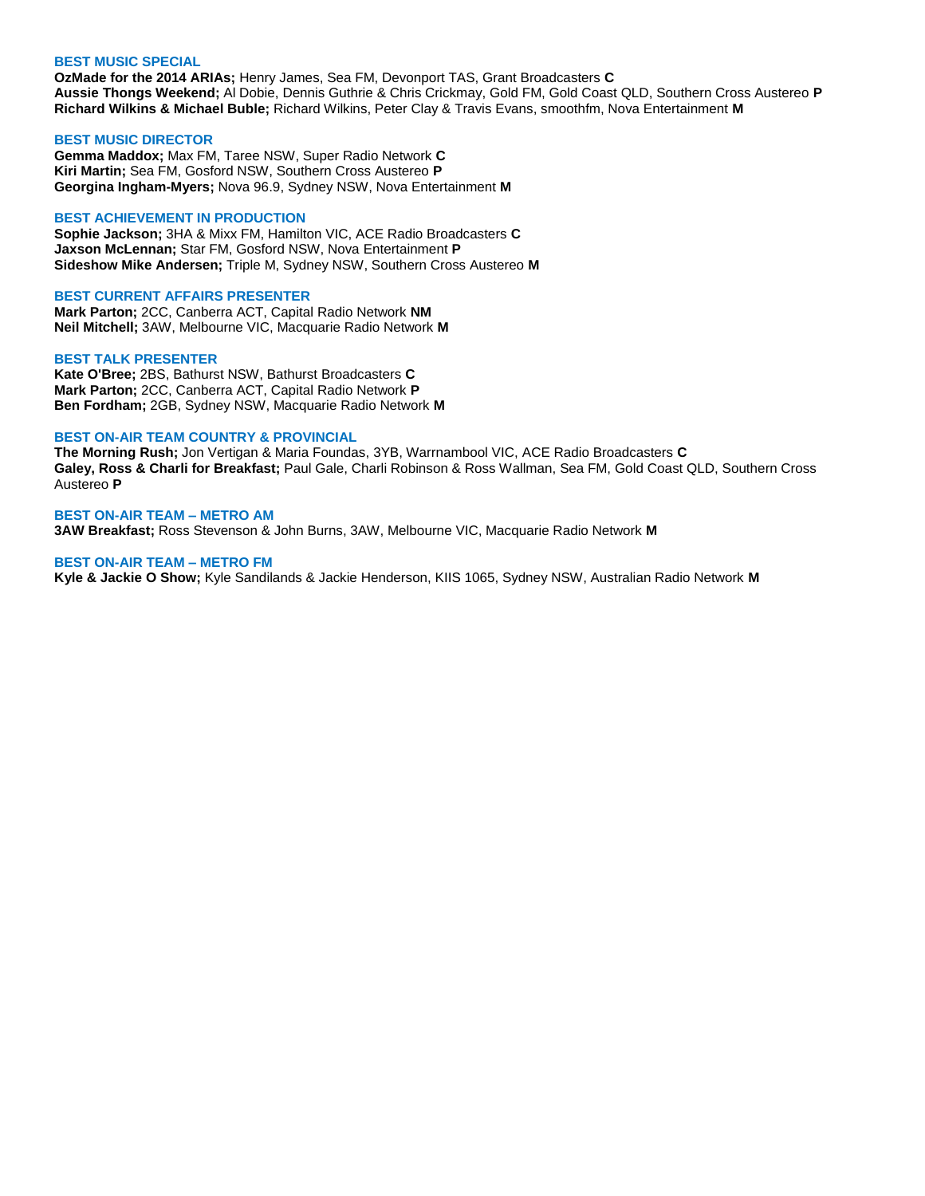### BEST MUSIC SPECIAL

**OzMade for the 2014 ARIAs;** Henry James, Sea FM, Devonport TAS, Grant Broadcasters **C**
**Aussie Thongs Weekend;** Al Dobie, Dennis Guthrie & Chris Crickmay, Gold FM, Gold Coast QLD, Southern Cross Austereo **P**
**Richard Wilkins & Michael Buble;** Richard Wilkins, Peter Clay & Travis Evans, smoothfm, Nova Entertainment **M**

### BEST MUSIC DIRECTOR

**Gemma Maddox;** Max FM, Taree NSW, Super Radio Network **C**
**Kiri Martin;** Sea FM, Gosford NSW, Southern Cross Austereo **P**
**Georgina Ingham-Myers;** Nova 96.9, Sydney NSW, Nova Entertainment **M**

### BEST ACHIEVEMENT IN PRODUCTION

**Sophie Jackson;** 3HA & Mixx FM, Hamilton VIC, ACE Radio Broadcasters **C**
**Jaxson McLennan;** Star FM, Gosford NSW, Nova Entertainment **P**
**Sideshow Mike Andersen;** Triple M, Sydney NSW, Southern Cross Austereo **M**

### BEST CURRENT AFFAIRS PRESENTER

**Mark Parton;** 2CC, Canberra ACT, Capital Radio Network **NM**
**Neil Mitchell;** 3AW, Melbourne VIC, Macquarie Radio Network **M**

### BEST TALK PRESENTER

**Kate O'Bree;** 2BS, Bathurst NSW, Bathurst Broadcasters **C**
**Mark Parton;** 2CC, Canberra ACT, Capital Radio Network **P**
**Ben Fordham;** 2GB, Sydney NSW, Macquarie Radio Network **M**

### BEST ON-AIR TEAM COUNTRY & PROVINCIAL

**The Morning Rush;** Jon Vertigan & Maria Foundas, 3YB, Warrnambool VIC, ACE Radio Broadcasters **C**
**Galey, Ross & Charli for Breakfast;** Paul Gale, Charli Robinson & Ross Wallman, Sea FM, Gold Coast QLD, Southern Cross Austereo **P**

### BEST ON-AIR TEAM – METRO AM

**3AW Breakfast;** Ross Stevenson & John Burns, 3AW, Melbourne VIC, Macquarie Radio Network **M**

### BEST ON-AIR TEAM – METRO FM

**Kyle & Jackie O Show;** Kyle Sandilands & Jackie Henderson, KIIS 1065, Sydney NSW, Australian Radio Network **M**